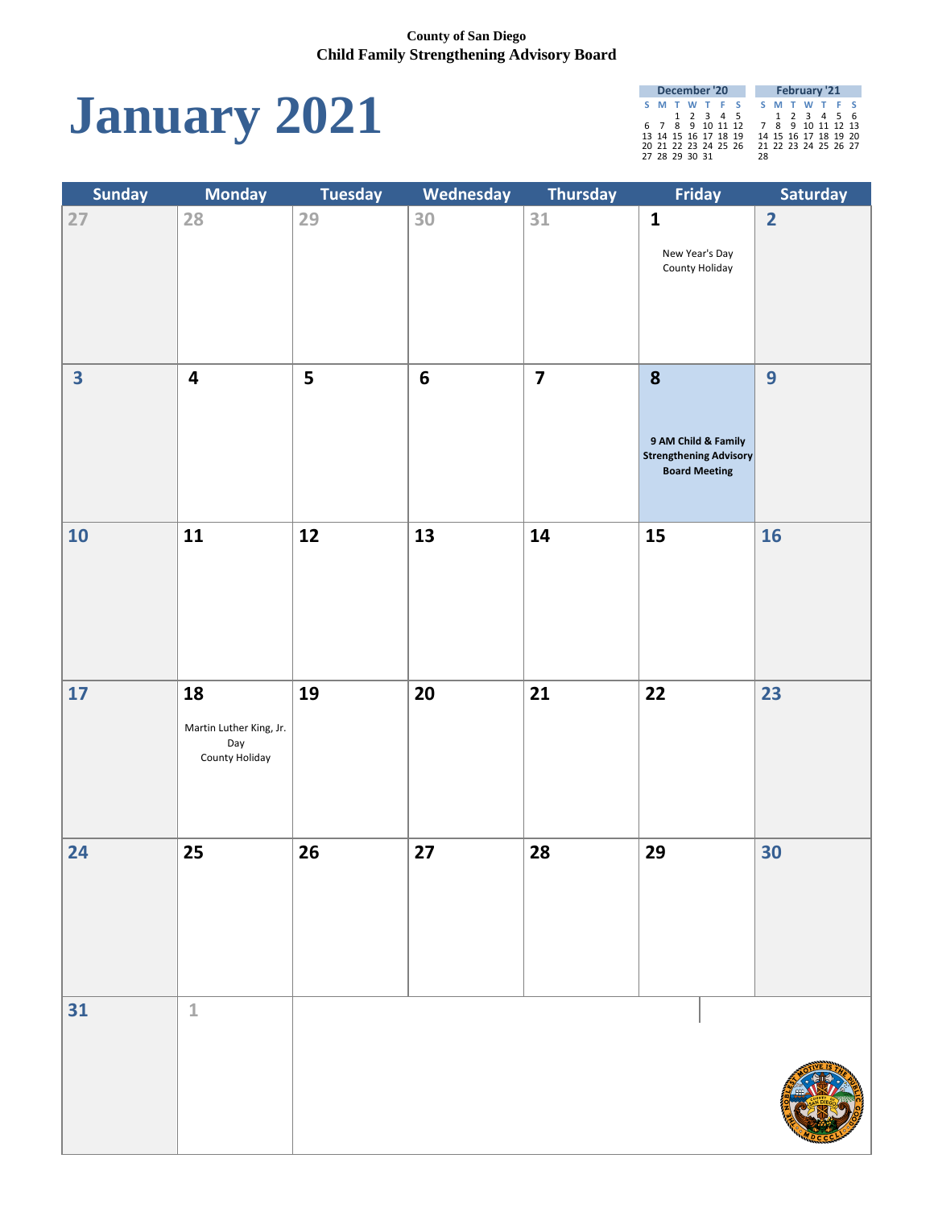**County of San Diego**
**Child Family Strengthening Advisory Board**

# January 2021

| December '20 | | | | | | |
|---|---|---|---|---|---|---|
| S | M | T | W | T | F | S |
| | | 1 | 2 | 3 | 4 | 5 |
| 6 | 7 | 8 | 9 | 10 | 11 | 12 |
| 13 | 14 | 15 | 16 | 17 | 18 | 19 |
| 20 | 21 | 22 | 23 | 24 | 25 | 26 |
| 27 | 28 | 29 | 30 | 31 | | |

| February '21 | | | | | | |
|---|---|---|---|---|---|---|
| S | M | T | W | T | F | S |
| | 1 | 2 | 3 | 4 | 5 | 6 |
| 7 | 8 | 9 | 10 | 11 | 12 | 13 |
| 14 | 15 | 16 | 17 | 18 | 19 | 20 |
| 21 | 22 | 23 | 24 | 25 | 26 | 27 |
| 28 | | | | | | |

| Sunday | Monday | Tuesday | Wednesday | Thursday | Friday | Saturday |
|---|---|---|---|---|---|---|
| 27 | 28 | 29 | 30 | 31 | 1<br>New Year's Day<br>County Holiday | 2 |
| 3 | 4 | 5 | 6 | 7 | 8<br>**9 AM Child & Family Strengthening Advisory Board Meeting** | 9 |
| 10 | 11 | 12 | 13 | 14 | 15 | 16 |
| 17 | 18<br>Martin Luther King, Jr. Day<br>County Holiday | 19 | 20 | 21 | 22 | 23 |
| 24 | 25 | 26 | 27 | 28 | 29 | 30 |
| 31 | 1 | | | | | |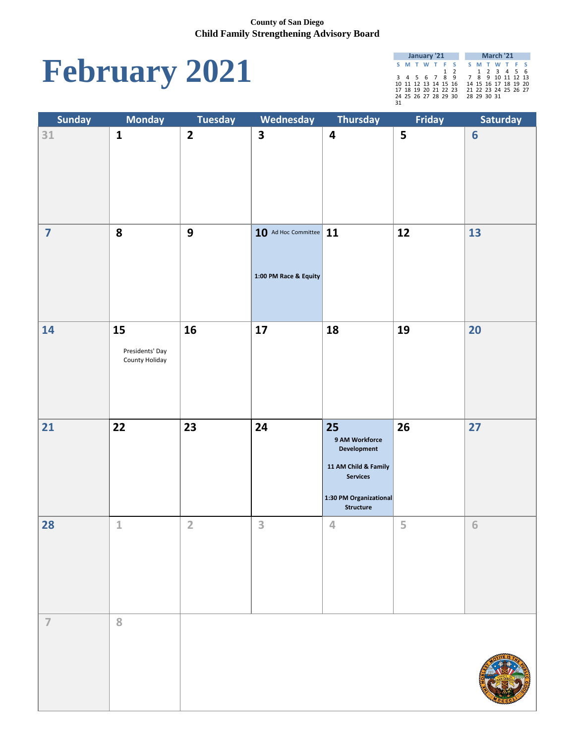County of San Diego
Child Family Strengthening Advisory Board

# February 2021

**January '21**

| S | M | T | W | T | F | S |
|---|---|---|---|---|---|---|
| | | | | | 1 | 2 |
| 3 | 4 | 5 | 6 | 7 | 8 | 9 |
| 10 | 11 | 12 | 13 | 14 | 15 | 16 |
| 17 | 18 | 19 | 20 | 21 | 22 | 23 |
| 24 | 25 | 26 | 27 | 28 | 29 | 30 |
| 31 | | | | | | |

**March '21**

| S | M | T | W | T | F | S |
|---|---|---|---|---|---|---|
| | 1 | 2 | 3 | 4 | 5 | 6 |
| 7 | 8 | 9 | 10 | 11 | 12 | 13 |
| 14 | 15 | 16 | 17 | 18 | 19 | 20 |
| 21 | 22 | 23 | 24 | 25 | 26 | 27 |
| 28 | 29 | 30 | 31 | | | |

| Sunday | Monday | Tuesday | Wednesday | Thursday | Friday | Saturday |
|---|---|---|---|---|---|---|
| 31 | 1 | 2 | 3 | 4 | 5 | 6 |
| 7 | 8 | 9 | 10 Ad Hoc Committee<br>**1:00 PM Race & Equity** | 11 | 12 | 13 |
| 14 | 15<br>Presidents' Day County Holiday | 16 | 17 | 18 | 19 | 20 |
| 21 | 22 | 23 | 24 | 25<br>**9 AM Workforce Development**<br>**11 AM Child & Family Services**<br>**1:30 PM Organizational Structure** | 26 | 27 |
| 28 | 1 | 2 | 3 | 4 | 5 | 6 |
| 7 | 8 | | | | | |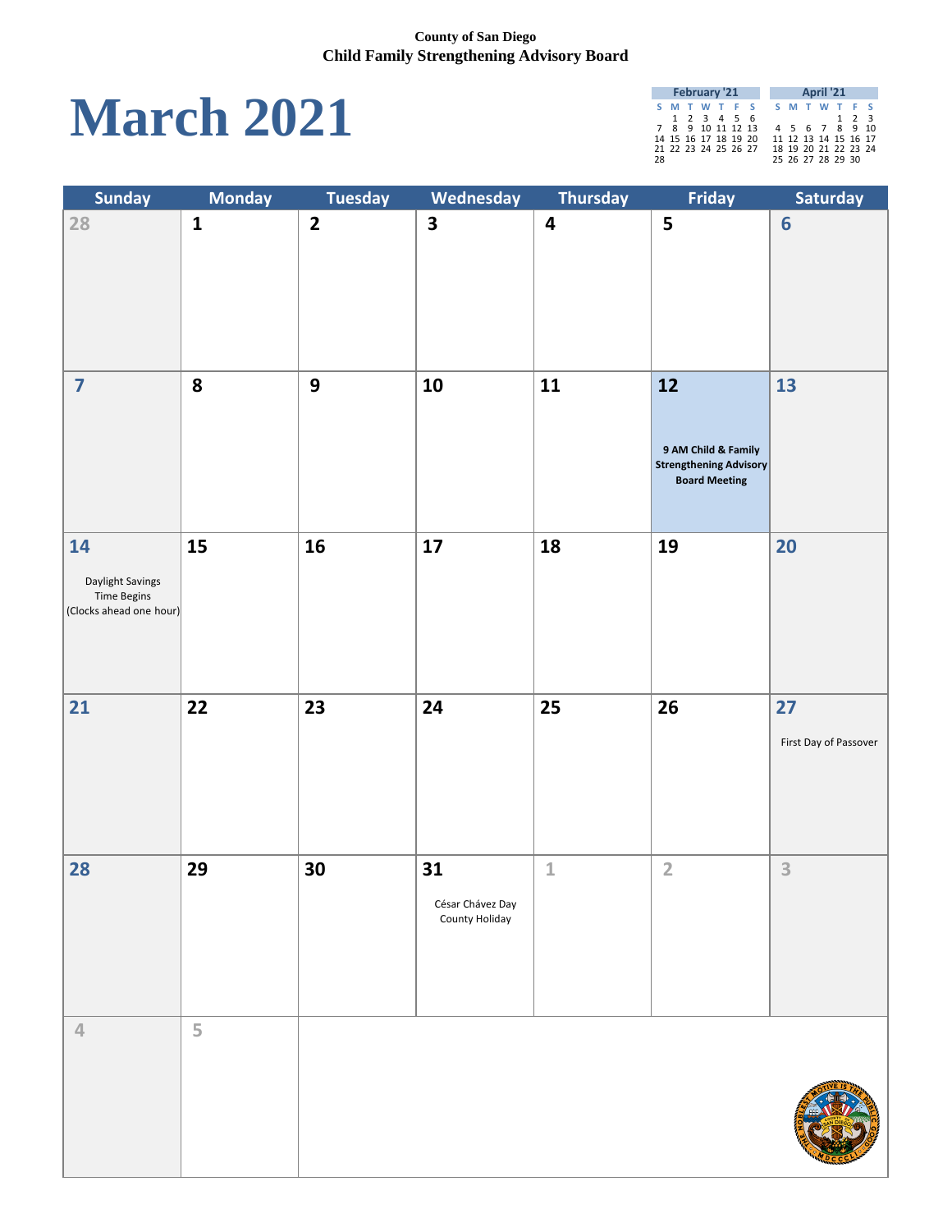**County of San Diego**
**Child Family Strengthening Advisory Board**

# March 2021

| February '21 | | | | | | |
|---|---|---|---|---|---|---|
| S | M | T | W | T | F | S |
| | 1 | 2 | 3 | 4 | 5 | 6 |
| 7 | 8 | 9 | 10 | 11 | 12 | 13 |
| 14 | 15 | 16 | 17 | 18 | 19 | 20 |
| 21 | 22 | 23 | 24 | 25 | 26 | 27 |
| 28 | | | | | | |

| April '21 | | | | | | |
|---|---|---|---|---|---|---|
| S | M | T | W | T | F | S |
| | | | | 1 | 2 | 3 |
| 4 | 5 | 6 | 7 | 8 | 9 | 10 |
| 11 | 12 | 13 | 14 | 15 | 16 | 17 |
| 18 | 19 | 20 | 21 | 22 | 23 | 24 |
| 25 | 26 | 27 | 28 | 29 | 30 | |

| Sunday | Monday | Tuesday | Wednesday | Thursday | Friday | Saturday |
|---|---|---|---|---|---|---|
| 28 | 1 | 2 | 3 | 4 | 5 | 6 |
| 7 | 8 | 9 | 10 | 11 | 12<br>**9 AM Child & Family Strengthening Advisory Board Meeting** | 13 |
| 14<br>Daylight Savings Time Begins (Clocks ahead one hour) | 15 | 16 | 17 | 18 | 19 | 20 |
| 21 | 22 | 23 | 24 | 25 | 26 | 27<br>First Day of Passover |
| 28 | 29 | 30 | 31<br>César Chávez Day County Holiday | 1 | 2 | 3 |
| 4 | 5 | | | | | |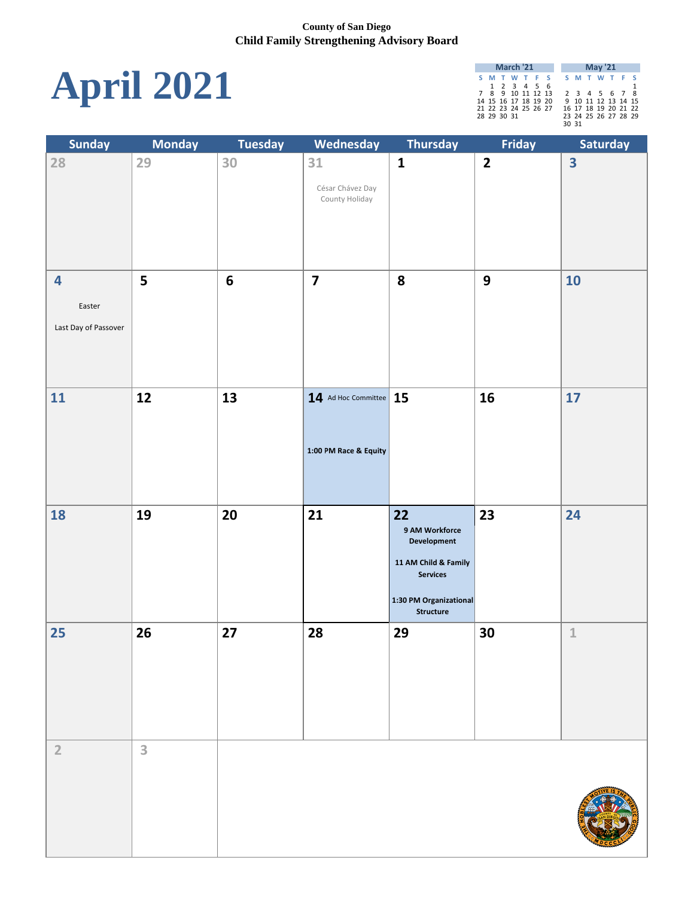**County of San Diego**
**Child Family Strengthening Advisory Board**

# April 2021

| March '21 | | | | | | |
|---|---|---|---|---|---|---|
| S | M | T | W | T | F | S |
| | 1 | 2 | 3 | 4 | 5 | 6 |
| 7 | 8 | 9 | 10 | 11 | 12 | 13 |
| 14 | 15 | 16 | 17 | 18 | 19 | 20 |
| 21 | 22 | 23 | 24 | 25 | 26 | 27 |
| 28 | 29 | 30 | 31 | | | |

| May '21 | | | | | | |
|---|---|---|---|---|---|---|
| S | M | T | W | T | F | S |
| | | | | | | 1 |
| 2 | 3 | 4 | 5 | 6 | 7 | 8 |
| 9 | 10 | 11 | 12 | 13 | 14 | 15 |
| 16 | 17 | 18 | 19 | 20 | 21 | 22 |
| 23 | 24 | 25 | 26 | 27 | 28 | 29 |
| 30 | 31 | | | | | |

| Sunday | Monday | Tuesday | Wednesday | Thursday | Friday | Saturday |
|---|---|---|---|---|---|---|
| 28 | 29 | 30 | 31 César Chávez Day County Holiday | 1 | 2 | 3 |
| 4 Easter Last Day of Passover | 5 | 6 | 7 | 8 | 9 | 10 |
| 11 | 12 | 13 | 14 Ad Hoc Committee **1:00 PM Race & Equity** | 15 | 16 | 17 |
| 18 | 19 | 20 | 21 | 22 **9 AM Workforce Development** **11 AM Child & Family Services** **1:30 PM Organizational Structure** | 23 | 24 |
| 25 | 26 | 27 | 28 | 29 | 30 | 1 |
| 2 | 3 | | | | | |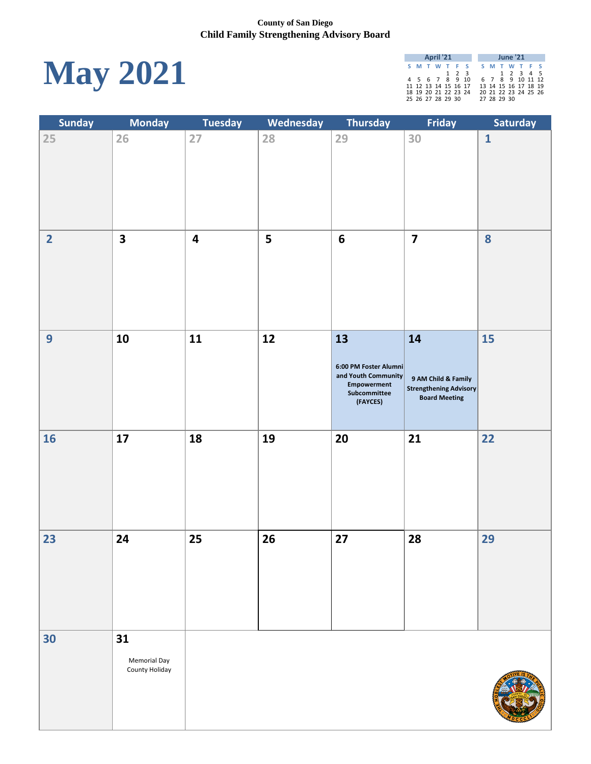County of San Diego
**Child Family Strengthening Advisory Board**

# May 2021

| April '21 | | | | | | |
|---|---|---|---|---|---|---|
| S | M | T | W | T | F | S |
| | | | | 1 | 2 | 3 |
| 4 | 5 | 6 | 7 | 8 | 9 | 10 |
| 11 | 12 | 13 | 14 | 15 | 16 | 17 |
| 18 | 19 | 20 | 21 | 22 | 23 | 24 |
| 25 | 26 | 27 | 28 | 29 | 30 | |

| June '21 | | | | | | |
|---|---|---|---|---|---|---|
| S | M | T | W | T | F | S |
| | | 1 | 2 | 3 | 4 | 5 |
| 6 | 7 | 8 | 9 | 10 | 11 | 12 |
| 13 | 14 | 15 | 16 | 17 | 18 | 19 |
| 20 | 21 | 22 | 23 | 24 | 25 | 26 |
| 27 | 28 | 29 | 30 | | | |

| Sunday | Monday | Tuesday | Wednesday | Thursday | Friday | Saturday |
|---|---|---|---|---|---|---|
| 25 | 26 | 27 | 28 | 29 | 30 | 1 |
| 2 | 3 | 4 | 5 | 6 | 7 | 8 |
| 9 | 10 | 11 | 12 | 13<br>**6:00 PM Foster Alumni and Youth Community Empowerment Subcommittee (FAYCES)** | 14<br>**9 AM Child & Family Strengthening Advisory Board Meeting** | 15 |
| 16 | 17 | 18 | 19 | 20 | 21 | 22 |
| 23 | 24 | 25 | 26 | 27 | 28 | 29 |
| 30 | 31<br>Memorial Day County Holiday | | | | | |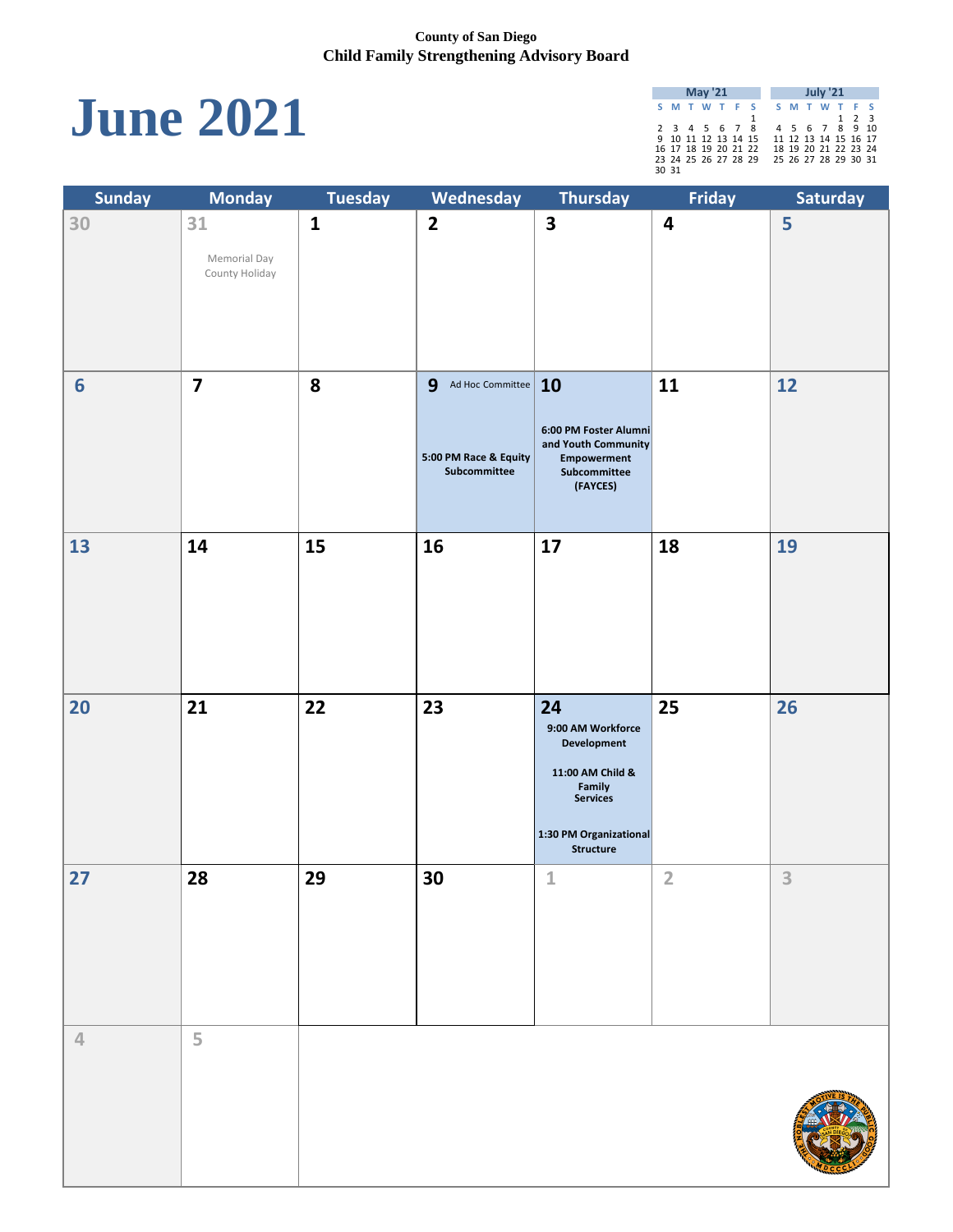County of San Diego
**Child Family Strengthening Advisory Board**

# June 2021

| May '21 | | | | | | |
|---|---|---|---|---|---|---|
| S | M | T | W | T | F | S |
| | | | | | | 1 |
| 2 | 3 | 4 | 5 | 6 | 7 | 8 |
| 9 | 10 | 11 | 12 | 13 | 14 | 15 |
| 16 | 17 | 18 | 19 | 20 | 21 | 22 |
| 23 | 24 | 25 | 26 | 27 | 28 | 29 |
| 30 | 31 | | | | | |

| July '21 | | | | | | |
|---|---|---|---|---|---|---|
| S | M | T | W | T | F | S |
| | | | | 1 | 2 | 3 |
| 4 | 5 | 6 | 7 | 8 | 9 | 10 |
| 11 | 12 | 13 | 14 | 15 | 16 | 17 |
| 18 | 19 | 20 | 21 | 22 | 23 | 24 |
| 25 | 26 | 27 | 28 | 29 | 30 | 31 |

| Sunday | Monday | Tuesday | Wednesday | Thursday | Friday | Saturday |
|---|---|---|---|---|---|---|
| 30 | 31<br>Memorial Day County Holiday | 1 | 2 | 3 | 4 | 5 |
| 6 | 7 | 8 | 9 Ad Hoc Committee<br>**5:00 PM Race & Equity Subcommittee** | 10<br>**6:00 PM Foster Alumni and Youth Community Empowerment Subcommittee (FAYCES)** | 11 | 12 |
| 13 | 14 | 15 | 16 | 17 | 18 | 19 |
| 20 | 21 | 22 | 23 | 24<br>**9:00 AM Workforce Development**<br>**11:00 AM Child & Family Services**<br>**1:30 PM Organizational Structure** | 25 | 26 |
| 27 | 28 | 29 | 30 | 1 | 2 | 3 |
| 4 | 5 | | | | | |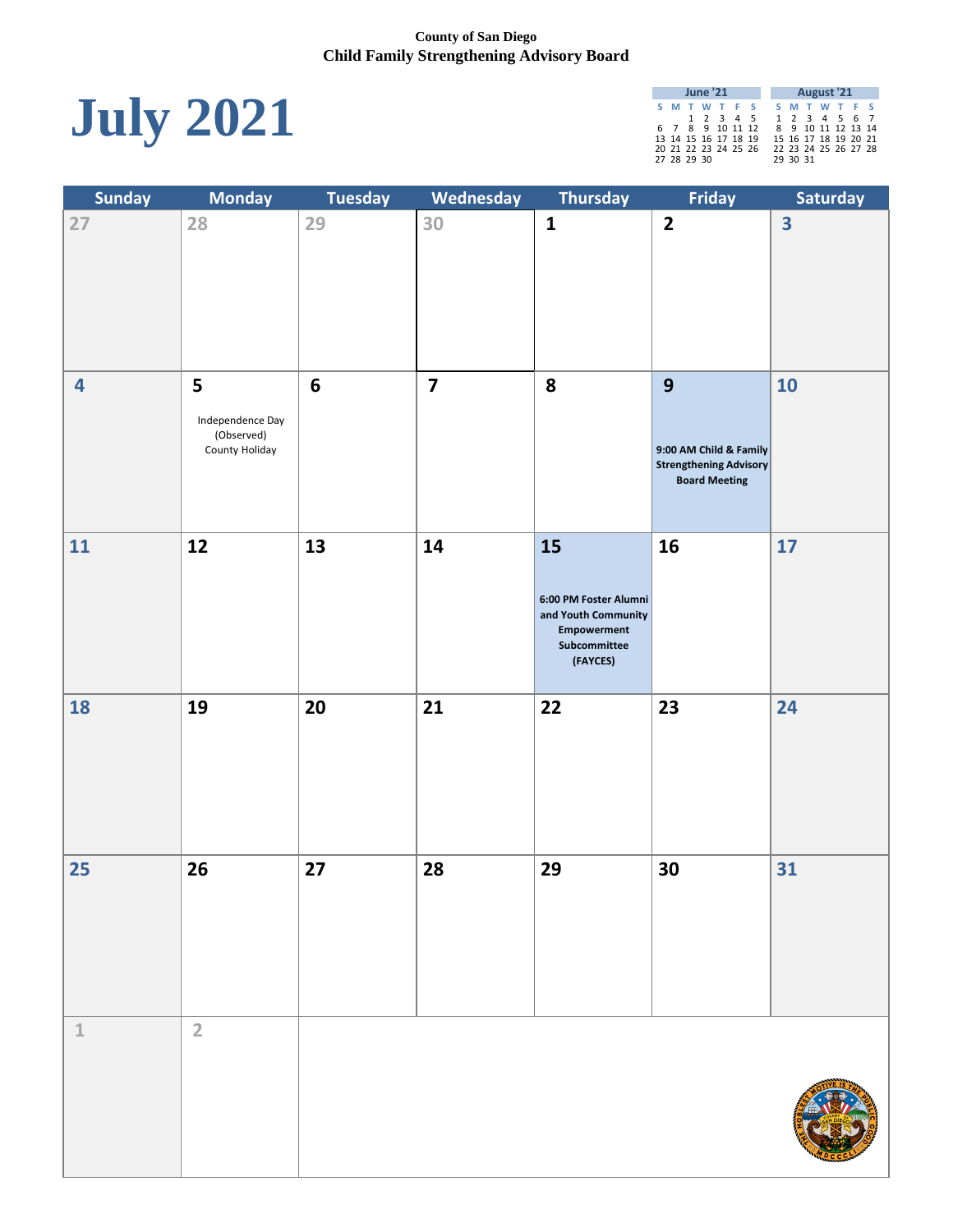County of San Diego
**Child Family Strengthening Advisory Board**

# July 2021

| June '21 | | | | | | |
|---|---|---|---|---|---|---|
| S | M | T | W | T | F | S |
| | | 1 | 2 | 3 | 4 | 5 |
| 6 | 7 | 8 | 9 | 10 | 11 | 12 |
| 13 | 14 | 15 | 16 | 17 | 18 | 19 |
| 20 | 21 | 22 | 23 | 24 | 25 | 26 |
| 27 | 28 | 29 | 30 | | | |

| August '21 | | | | | | |
|---|---|---|---|---|---|---|
| S | M | T | W | T | F | S |
| 1 | 2 | 3 | 4 | 5 | 6 | 7 |
| 8 | 9 | 10 | 11 | 12 | 13 | 14 |
| 15 | 16 | 17 | 18 | 19 | 20 | 21 |
| 22 | 23 | 24 | 25 | 26 | 27 | 28 |
| 29 | 30 | 31 | | | | |

| Sunday | Monday | Tuesday | Wednesday | Thursday | Friday | Saturday |
|---|---|---|---|---|---|---|
| 27 | 28 | 29 | 30 | 1 | 2 | 3 |
| 4 | 5 Independence Day (Observed) County Holiday | 6 | 7 | 8 | 9 **9:00 AM Child & Family Strengthening Advisory Board Meeting** | 10 |
| 11 | 12 | 13 | 14 | 15 **6:00 PM Foster Alumni and Youth Community Empowerment Subcommittee (FAYCES)** | 16 | 17 |
| 18 | 19 | 20 | 21 | 22 | 23 | 24 |
| 25 | 26 | 27 | 28 | 29 | 30 | 31 |
| 1 | 2 | | | | | |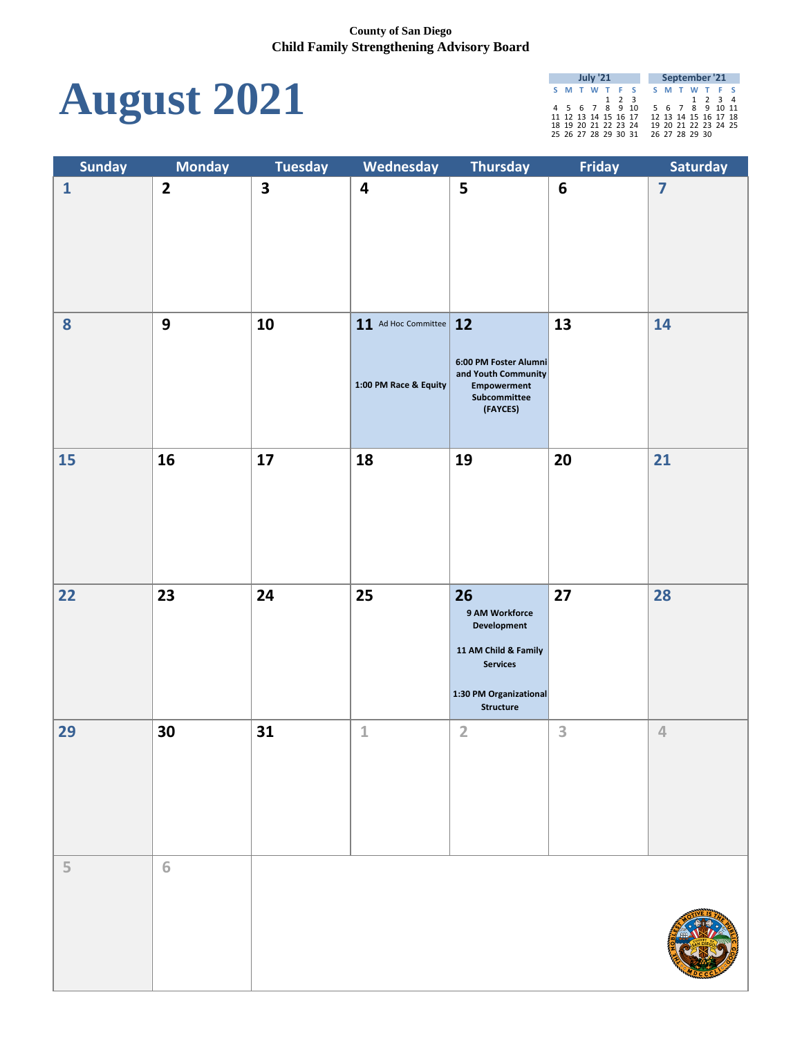County of San Diego
Child Family Strengthening Advisory Board

# August 2021

| July '21 | | | | | | |
|---|---|---|---|---|---|---|
| S | M | T | W | T | F | S |
| | | | | 1 | 2 | 3 |
| 4 | 5 | 6 | 7 | 8 | 9 | 10 |
| 11 | 12 | 13 | 14 | 15 | 16 | 17 |
| 18 | 19 | 20 | 21 | 22 | 23 | 24 |
| 25 | 26 | 27 | 28 | 29 | 30 | 31 |

| September '21 | | | | | | |
|---|---|---|---|---|---|---|
| S | M | T | W | T | F | S |
| | | | 1 | 2 | 3 | 4 |
| 5 | 6 | 7 | 8 | 9 | 10 | 11 |
| 12 | 13 | 14 | 15 | 16 | 17 | 18 |
| 19 | 20 | 21 | 22 | 23 | 24 | 25 |
| 26 | 27 | 28 | 29 | 30 | | |

| Sunday | Monday | Tuesday | Wednesday | Thursday | Friday | Saturday |
|---|---|---|---|---|---|---|
| 1 | 2 | 3 | 4 | 5 | 6 | 7 |
| 8 | 9 | 10 | 11 Ad Hoc Committee<br>1:00 PM Race & Equity | 12<br>6:00 PM Foster Alumni and Youth Community Empowerment Subcommittee (FAYCES) | 13 | 14 |
| 15 | 16 | 17 | 18 | 19 | 20 | 21 |
| 22 | 23 | 24 | 25 | 26<br>9 AM Workforce Development<br>11 AM Child & Family Services<br>1:30 PM Organizational Structure | 27 | 28 |
| 29 | 30 | 31 | 1 | 2 | 3 | 4 |
| 5 | 6 | | | | | |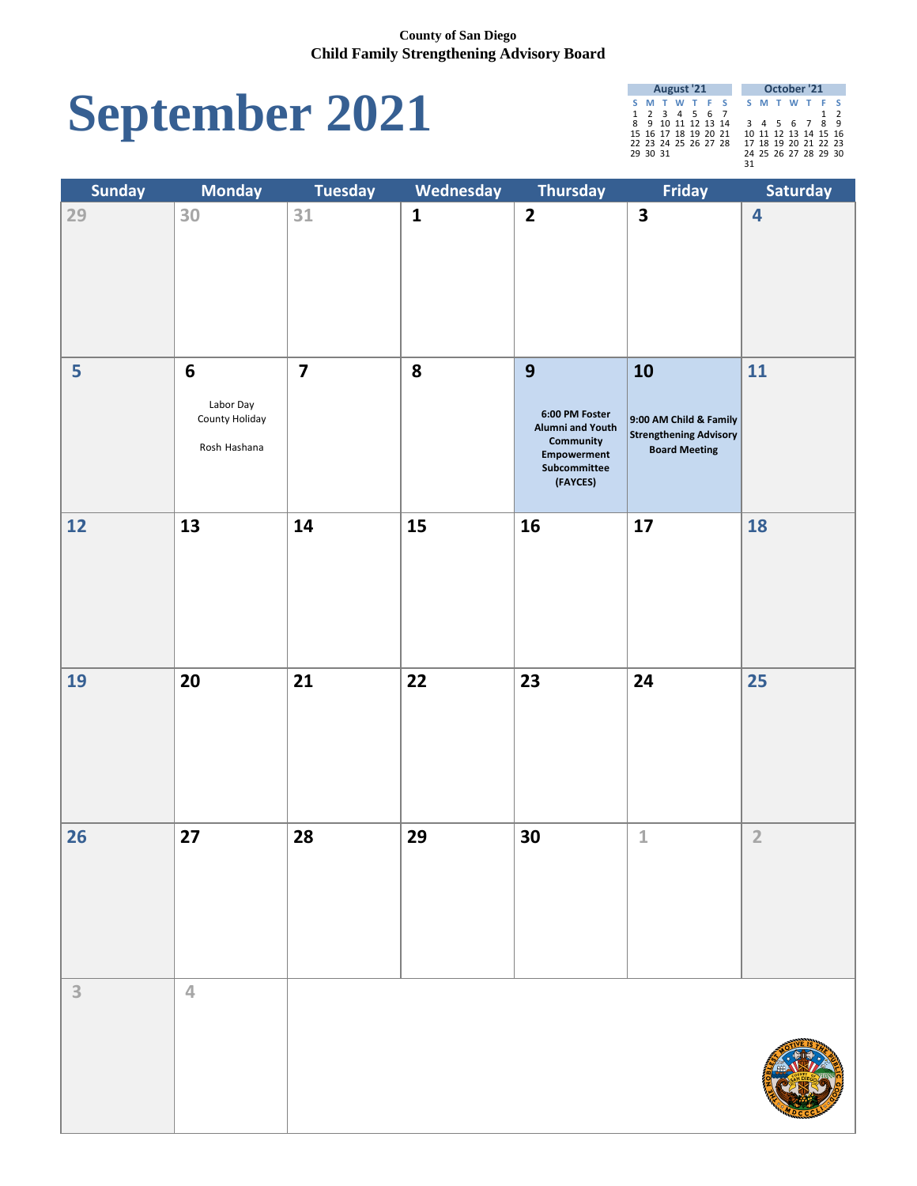County of San Diego
Child Family Strengthening Advisory Board

# September 2021

| August '21 | | | | | | |
|---|---|---|---|---|---|---|
| S | M | T | W | T | F | S |
| 1 | 2 | 3 | 4 | 5 | 6 | 7 |
| 8 | 9 | 10 | 11 | 12 | 13 | 14 |
| 15 | 16 | 17 | 18 | 19 | 20 | 21 |
| 22 | 23 | 24 | 25 | 26 | 27 | 28 |
| 29 | 30 | 31 | | | | |

| October '21 | | | | | | |
|---|---|---|---|---|---|---|
| S | M | T | W | T | F | S |
| | | | | | 1 | 2 |
| 3 | 4 | 5 | 6 | 7 | 8 | 9 |
| 10 | 11 | 12 | 13 | 14 | 15 | 16 |
| 17 | 18 | 19 | 20 | 21 | 22 | 23 |
| 24 | 25 | 26 | 27 | 28 | 29 | 30 |
| 31 | | | | | | |

| Sunday | Monday | Tuesday | Wednesday | Thursday | Friday | Saturday |
|---|---|---|---|---|---|---|
| 29 | 30 | 31 | 1 | 2 | 3 | 4 |
| 5 | 6<br>Labor Day<br>County Holiday<br>Rosh Hashana | 7 | 8 | 9<br>**6:00 PM Foster Alumni and Youth Community Empowerment Subcommittee (FAYCES)** | 10<br>**9:00 AM Child & Family Strengthening Advisory Board Meeting** | 11 |
| 12 | 13 | 14 | 15 | 16 | 17 | 18 |
| 19 | 20 | 21 | 22 | 23 | 24 | 25 |
| 26 | 27 | 28 | 29 | 30 | 1 | 2 |
| 3 | 4 | | | | | |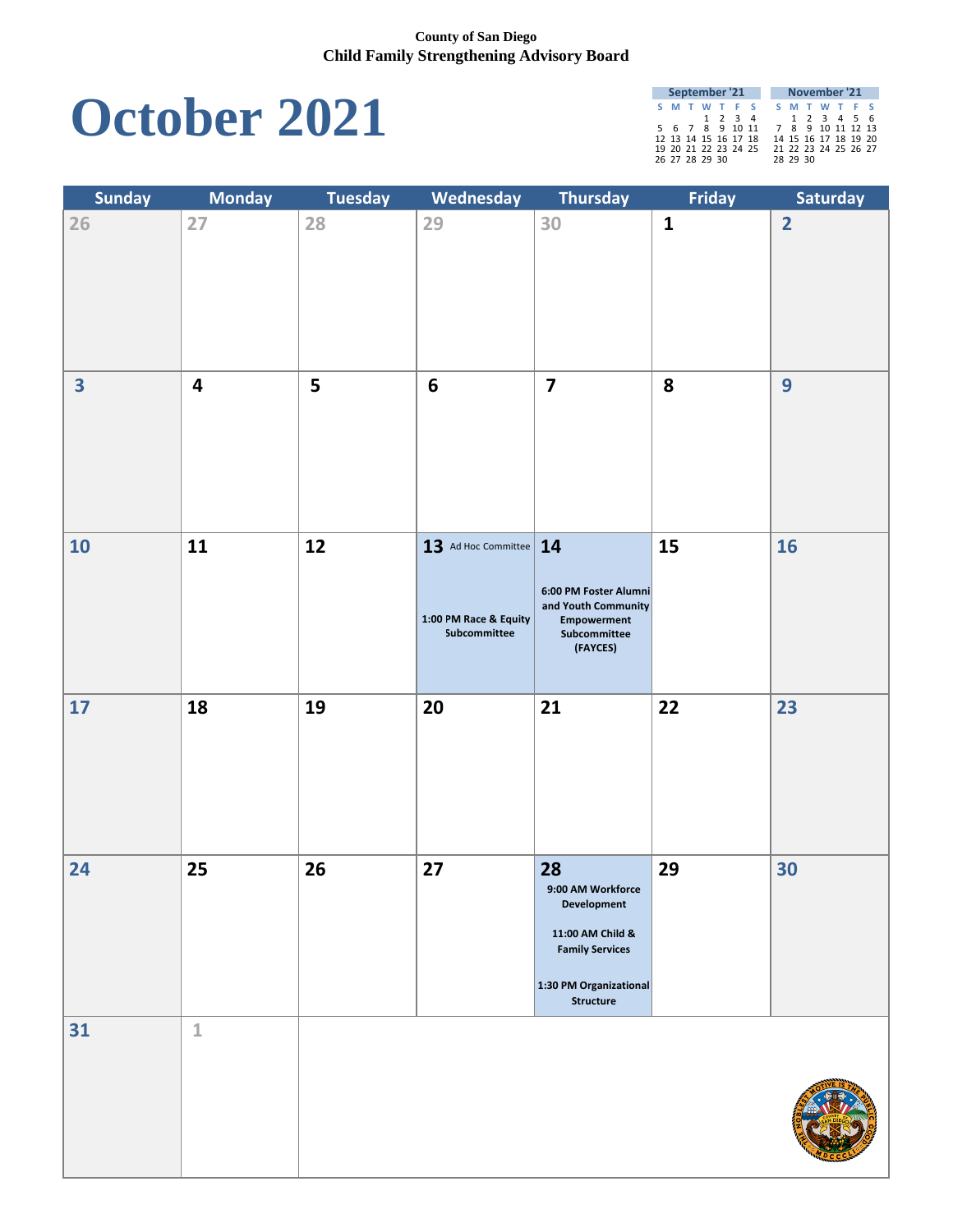County of San Diego
**Child Family Strengthening Advisory Board**

# October 2021

| September '21 | | | | | | |
|---|---|---|---|---|---|---|
| S | M | T | W | T | F | S |
| | | | 1 | 2 | 3 | 4 |
| 5 | 6 | 7 | 8 | 9 | 10 | 11 |
| 12 | 13 | 14 | 15 | 16 | 17 | 18 |
| 19 | 20 | 21 | 22 | 23 | 24 | 25 |
| 26 | 27 | 28 | 29 | 30 | | |

| November '21 | | | | | | |
|---|---|---|---|---|---|---|
| S | M | T | W | T | F | S |
| | 1 | 2 | 3 | 4 | 5 | 6 |
| 7 | 8 | 9 | 10 | 11 | 12 | 13 |
| 14 | 15 | 16 | 17 | 18 | 19 | 20 |
| 21 | 22 | 23 | 24 | 25 | 26 | 27 |
| 28 | 29 | 30 | | | | |

| Sunday | Monday | Tuesday | Wednesday | Thursday | Friday | Saturday |
|---|---|---|---|---|---|---|
| 26 | 27 | 28 | 29 | 30 | 1 | 2 |
| 3 | 4 | 5 | 6 | 7 | 8 | 9 |
| 10 | 11 | 12 | 13 Ad Hoc Committee<br>**1:00 PM Race & Equity Subcommittee** | 14<br>**6:00 PM Foster Alumni and Youth Community Empowerment Subcommittee (FAYCES)** | 15 | 16 |
| 17 | 18 | 19 | 20 | 21 | 22 | 23 |
| 24 | 25 | 26 | 27 | 28<br>**9:00 AM Workforce Development**<br>**11:00 AM Child & Family Services**<br>**1:30 PM Organizational Structure** | 29 | 30 |
| 31 | 1 | | | | | |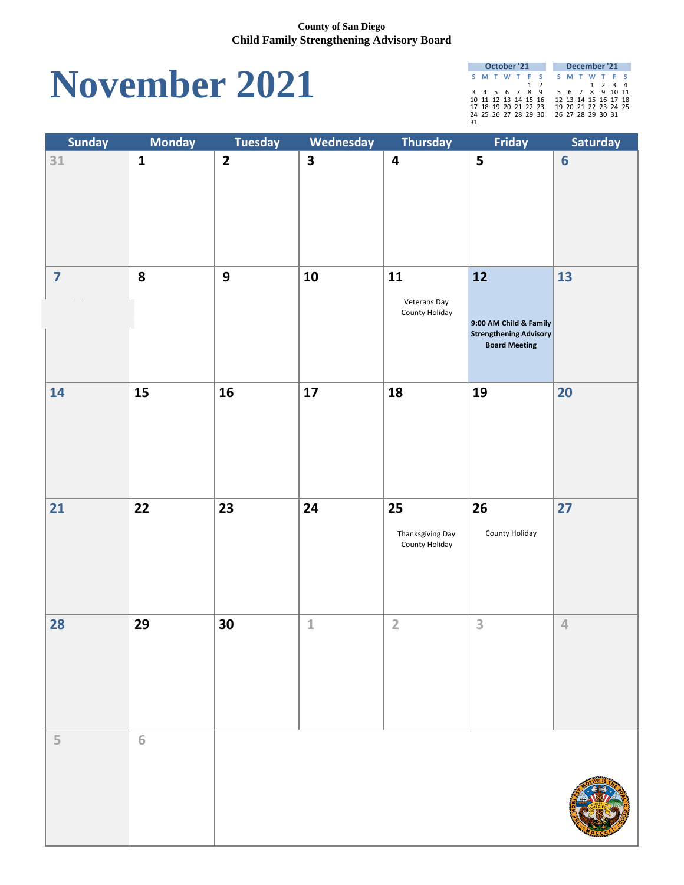County of San Diego
Child Family Strengthening Advisory Board

# November 2021

| October '21 | | | | | | |
|---|---|---|---|---|---|---|
| S | M | T | W | T | F | S |
| | | | | | 1 | 2 |
| 3 | 4 | 5 | 6 | 7 | 8 | 9 |
| 10 | 11 | 12 | 13 | 14 | 15 | 16 |
| 17 | 18 | 19 | 20 | 21 | 22 | 23 |
| 24 | 25 | 26 | 27 | 28 | 29 | 30 |
| 31 | | | | | | |

| December '21 | | | | | | |
|---|---|---|---|---|---|---|
| S | M | T | W | T | F | S |
| | | | 1 | 2 | 3 | 4 |
| 5 | 6 | 7 | 8 | 9 | 10 | 11 |
| 12 | 13 | 14 | 15 | 16 | 17 | 18 |
| 19 | 20 | 21 | 22 | 23 | 24 | 25 |
| 26 | 27 | 28 | 29 | 30 | 31 | |

| Sunday | Monday | Tuesday | Wednesday | Thursday | Friday | Saturday |
|---|---|---|---|---|---|---|
| 31 | 1 | 2 | 3 | 4 | 5 | 6 |
| 7 | 8 | 9 | 10 | 11<br>Veterans Day<br>County Holiday | 12<br>**9:00 AM Child & Family Strengthening Advisory Board Meeting** | 13 |
| 14 | 15 | 16 | 17 | 18 | 19 | 20 |
| 21 | 22 | 23 | 24 | 25<br>Thanksgiving Day<br>County Holiday | 26<br>County Holiday | 27 |
| 28 | 29 | 30 | 1 | 2 | 3 | 4 |
| 5 | 6 | | | | | |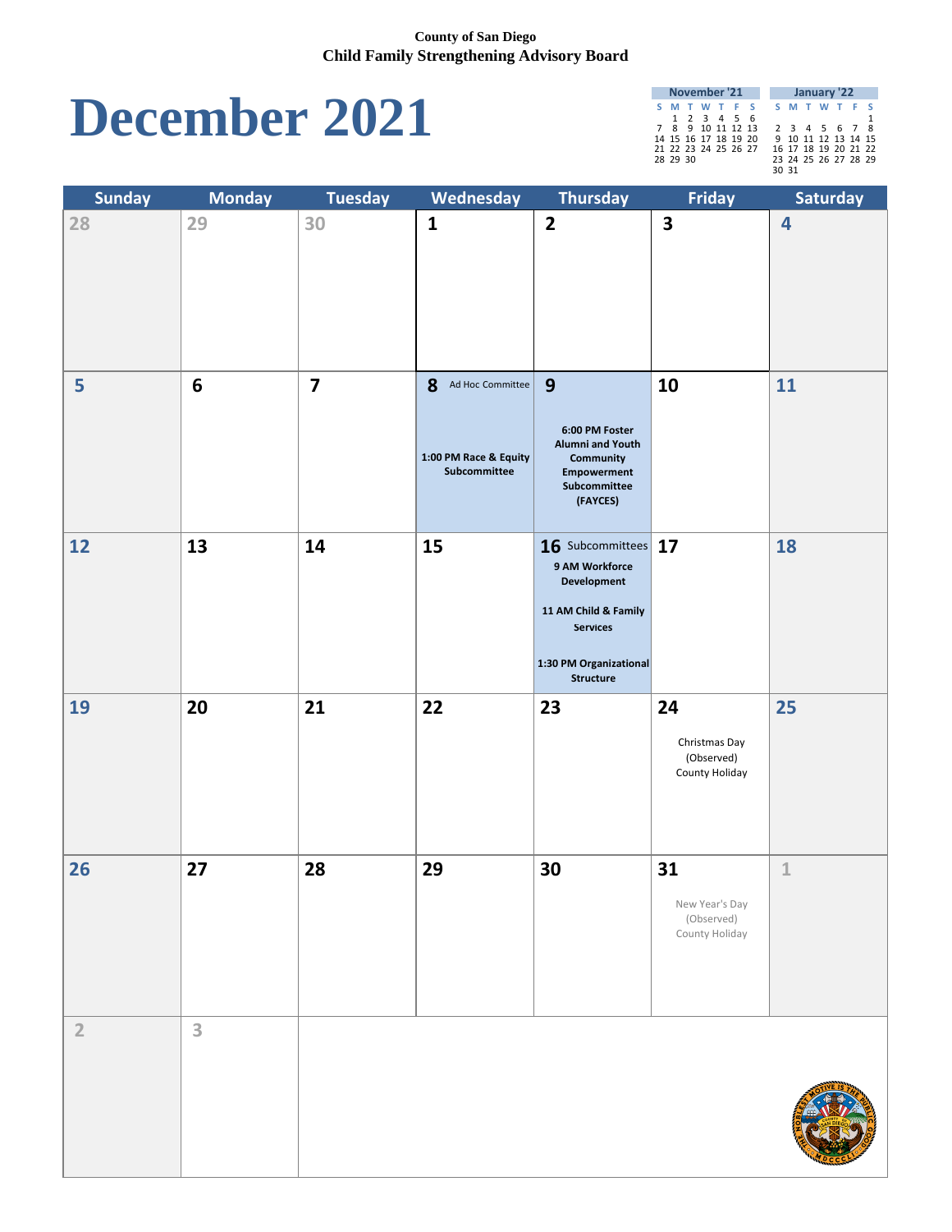**County of San Diego**
**Child Family Strengthening Advisory Board**

# December 2021

| November '21 | | | | | | |
|---|---|---|---|---|---|---|
| S | M | T | W | T | F | S |
| | 1 | 2 | 3 | 4 | 5 | 6 |
| 7 | 8 | 9 | 10 | 11 | 12 | 13 |
| 14 | 15 | 16 | 17 | 18 | 19 | 20 |
| 21 | 22 | 23 | 24 | 25 | 26 | 27 |
| 28 | 29 | 30 | | | | |

| January '22 | | | | | | |
|---|---|---|---|---|---|---|
| S | M | T | W | T | F | S |
| | | | | | | 1 |
| 2 | 3 | 4 | 5 | 6 | 7 | 8 |
| 9 | 10 | 11 | 12 | 13 | 14 | 15 |
| 16 | 17 | 18 | 19 | 20 | 21 | 22 |
| 23 | 24 | 25 | 26 | 27 | 28 | 29 |
| 30 | 31 | | | | | |

| Sunday | Monday | Tuesday | Wednesday | Thursday | Friday | Saturday |
|---|---|---|---|---|---|---|
| 28 | 29 | 30 | 1 | 2 | 3 | 4 |
| 5 | 6 | 7 | 8 Ad Hoc Committee<br>**1:00 PM Race & Equity Subcommittee** | 9<br>**6:00 PM Foster Alumni and Youth Community Empowerment Subcommittee (FAYCES)** | 10 | 11 |
| 12 | 13 | 14 | 15 | 16 Subcommittees<br>**9 AM Workforce Development**<br>**11 AM Child & Family Services**<br>**1:30 PM Organizational Structure** | 17 | 18 |
| 19 | 20 | 21 | 22 | 23 | 24<br>Christmas Day (Observed) County Holiday | 25 |
| 26 | 27 | 28 | 29 | 30 | 31<br>New Year's Day (Observed) County Holiday | 1 |
| 2 | 3 | | | | | |